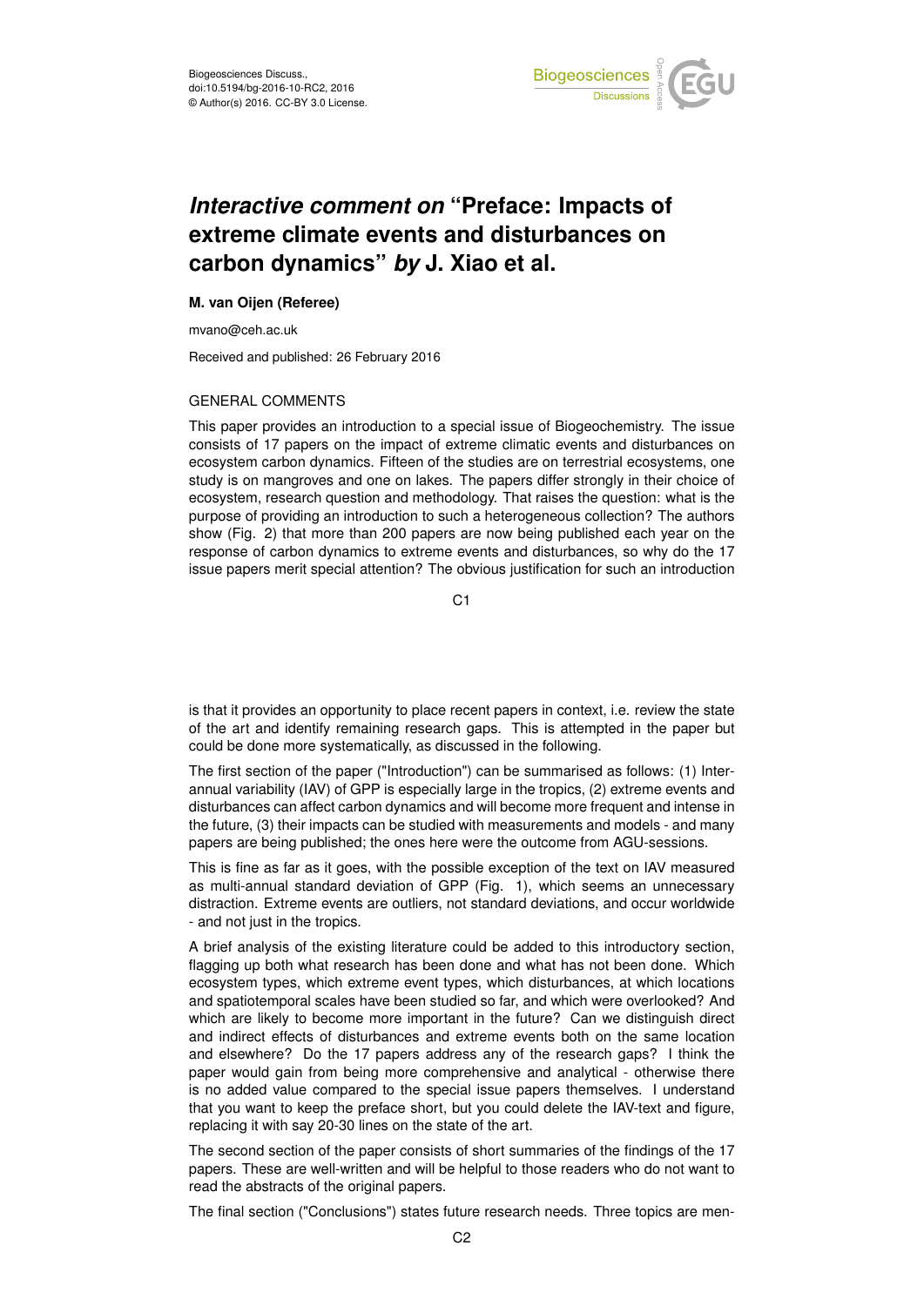# *Interactive comment on* "Preface: Impacts of extreme climate events and disturbances on carbon dynamics" *by* J. Xiao et al.

**M. van Oijen (Referee)**

mvano@ceh.ac.uk

Received and published: 26 February 2016

GENERAL COMMENTS

This paper provides an introduction to a special issue of Biogeochemistry. The issue consists of 17 papers on the impact of extreme climatic events and disturbances on ecosystem carbon dynamics. Fifteen of the studies are on terrestrial ecosystems, one study is on mangroves and one on lakes. The papers differ strongly in their choice of ecosystem, research question and methodology. That raises the question: what is the purpose of providing an introduction to such a heterogeneous collection? The authors show (Fig. 2) that more than 200 papers are now being published each year on the response of carbon dynamics to extreme events and disturbances, so why do the 17 issue papers merit special attention? The obvious justification for such an introduction is that it provides an opportunity to place recent papers in context, i.e. review the state of the art and identify remaining research gaps. This is attempted in the paper but could be done more systematically, as discussed in the following.

The first section of the paper ("Introduction") can be summarised as follows: (1) Inter-annual variability (IAV) of GPP is especially large in the tropics, (2) extreme events and disturbances can affect carbon dynamics and will become more frequent and intense in the future, (3) their impacts can be studied with measurements and models - and many papers are being published; the ones here were the outcome from AGU-sessions.

This is fine as far as it goes, with the possible exception of the text on IAV measured as multi-annual standard deviation of GPP (Fig. 1), which seems an unnecessary distraction. Extreme events are outliers, not standard deviations, and occur worldwide - and not just in the tropics.

A brief analysis of the existing literature could be added to this introductory section, flagging up both what research has been done and what has not been done. Which ecosystem types, which extreme event types, which disturbances, at which locations and spatiotemporal scales have been studied so far, and which were overlooked? And which are likely to become more important in the future? Can we distinguish direct and indirect effects of disturbances and extreme events both on the same location and elsewhere? Do the 17 papers address any of the research gaps? I think the paper would gain from being more comprehensive and analytical - otherwise there is no added value compared to the special issue papers themselves. I understand that you want to keep the preface short, but you could delete the IAV-text and figure, replacing it with say 20-30 lines on the state of the art.

The second section of the paper consists of short summaries of the findings of the 17 papers. These are well-written and will be helpful to those readers who do not want to read the abstracts of the original papers.

The final section ("Conclusions") states future research needs. Three topics are men-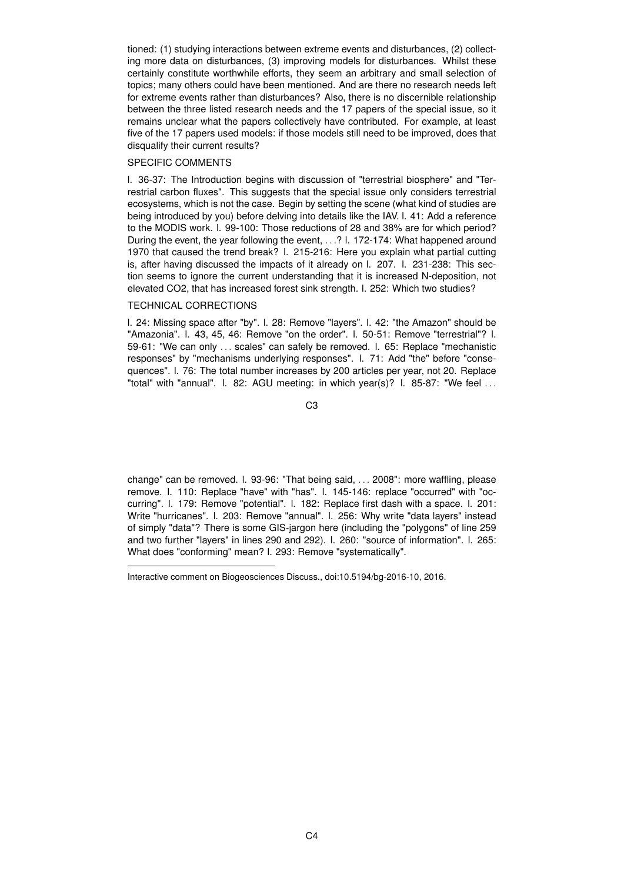tioned: (1) studying interactions between extreme events and disturbances, (2) collecting more data on disturbances, (3) improving models for disturbances. Whilst these certainly constitute worthwhile efforts, they seem an arbitrary and small selection of topics; many others could have been mentioned. And are there no research needs left for extreme events rather than disturbances? Also, there is no discernible relationship between the three listed research needs and the 17 papers of the special issue, so it remains unclear what the papers collectively have contributed. For example, at least five of the 17 papers used models: if those models still need to be improved, does that disqualify their current results?

SPECIFIC COMMENTS

l. 36-37: The Introduction begins with discussion of "terrestrial biosphere" and "Terrestrial carbon fluxes". This suggests that the special issue only considers terrestrial ecosystems, which is not the case. Begin by setting the scene (what kind of studies are being introduced by you) before delving into details like the IAV. l. 41: Add a reference to the MODIS work. l. 99-100: Those reductions of 28 and 38% are for which period? During the event, the year following the event, . . .? l. 172-174: What happened around 1970 that caused the trend break? l. 215-216: Here you explain what partial cutting is, after having discussed the impacts of it already on l. 207. l. 231-238: This section seems to ignore the current understanding that it is increased N-deposition, not elevated CO2, that has increased forest sink strength. l. 252: Which two studies?

TECHNICAL CORRECTIONS

l. 24: Missing space after "by". l. 28: Remove "layers". l. 42: "the Amazon" should be "Amazonia". l. 43, 45, 46: Remove "on the order". l. 50-51: Remove "terrestrial"? l. 59-61: "We can only . . . scales" can safely be removed. l. 65: Replace "mechanistic responses" by "mechanisms underlying responses". l. 71: Add "the" before "consequences". l. 76: The total number increases by 200 articles per year, not 20. Replace "total" with "annual". l. 82: AGU meeting: in which year(s)? l. 85-87: "We feel . . . change" can be removed. l. 93-96: "That being said, . . . 2008": more waffling, please remove. l. 110: Replace "have" with "has". l. 145-146: replace "occurred" with "occurring". l. 179: Remove "potential". l. 182: Replace first dash with a space. l. 201: Write "hurricanes". l. 203: Remove "annual". l. 256: Why write "data layers" instead of simply "data"? There is some GIS-jargon here (including the "polygons" of line 259 and two further "layers" in lines 290 and 292). l. 260: "source of information". l. 265: What does "conforming" mean? l. 293: Remove "systematically".

---

Interactive comment on Biogeosciences Discuss., doi:10.5194/bg-2016-10, 2016.